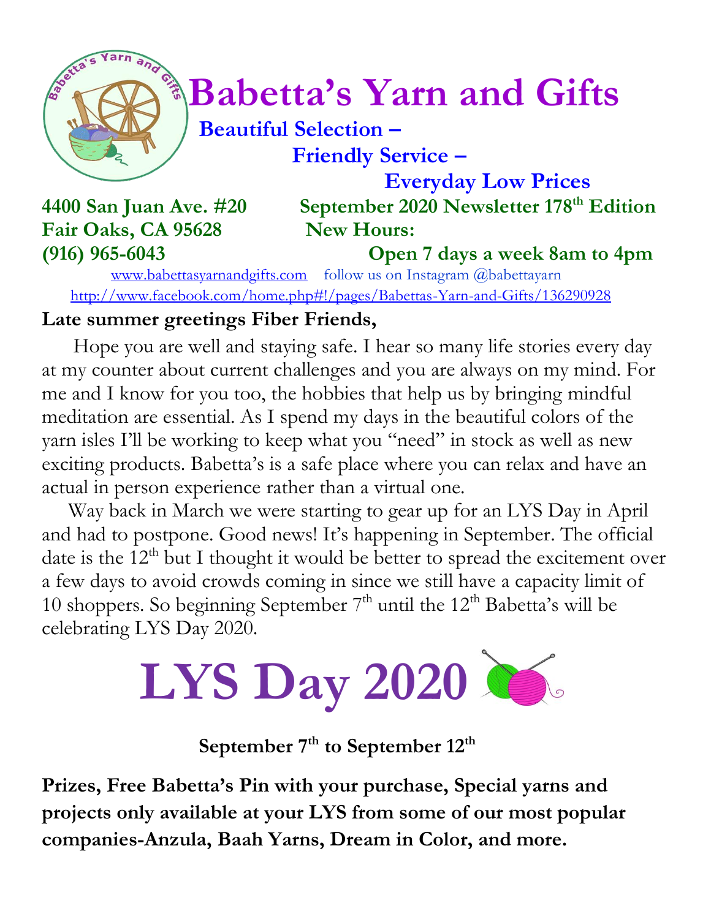# Babetta's Yarn and Gifts

**Beautiful Selection –**
**Friendly Service –**
**Everyday Low Prices**

**4400 San Juan Ave. #20**
**Fair Oaks, CA 95628**
**(916) 965-6043**

**September 2020 Newsletter 178th Edition**
**New Hours:**
**Open 7 days a week 8am to 4pm**

www.babettasyarnandgifts.com follow us on Instagram @babettayarn
http://www.facebook.com/home.php#!/pages/Babettas-Yarn-and-Gifts/136290928

**Late summer greetings Fiber Friends,**

Hope you are well and staying safe. I hear so many life stories every day at my counter about current challenges and you are always on my mind. For me and I know for you too, the hobbies that help us by bringing mindful meditation are essential. As I spend my days in the beautiful colors of the yarn isles I'll be working to keep what you "need" in stock as well as new exciting products. Babetta's is a safe place where you can relax and have an actual in person experience rather than a virtual one.

Way back in March we were starting to gear up for an LYS Day in April and had to postpone. Good news! It's happening in September. The official date is the 12th but I thought it would be better to spread the excitement over a few days to avoid crowds coming in since we still have a capacity limit of 10 shoppers. So beginning September 7th until the 12th Babetta's will be celebrating LYS Day 2020.

# LYS Day 2020

**September 7th to September 12th**

**Prizes, Free Babetta's Pin with your purchase, Special yarns and projects only available at your LYS from some of our most popular companies-Anzula, Baah Yarns, Dream in Color, and more.**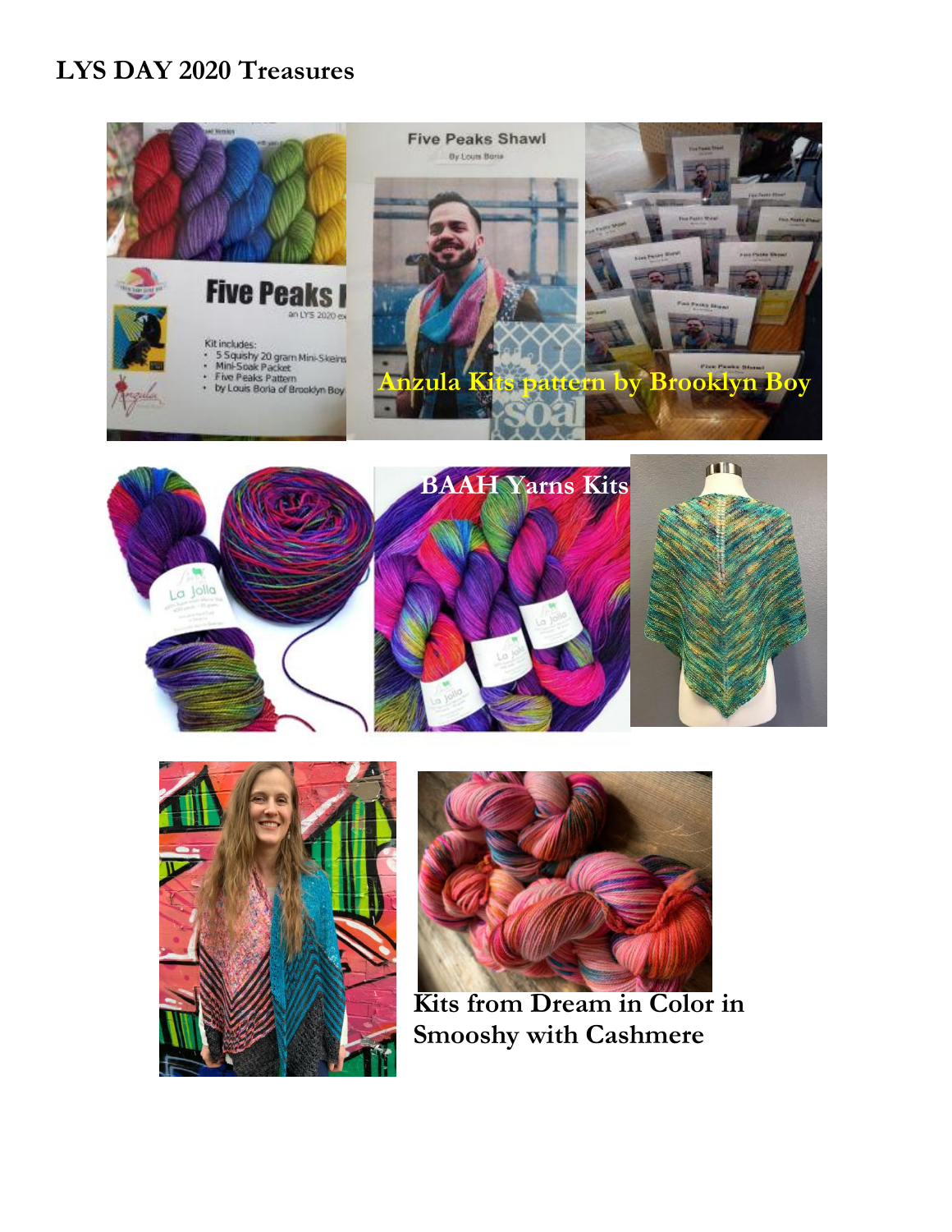## LYS DAY 2020 Treasures

Anzula Kits pattern by Brooklyn Boy

BAAH Yarns Kits

**Kits from Dream in Color in Smooshy with Cashmere**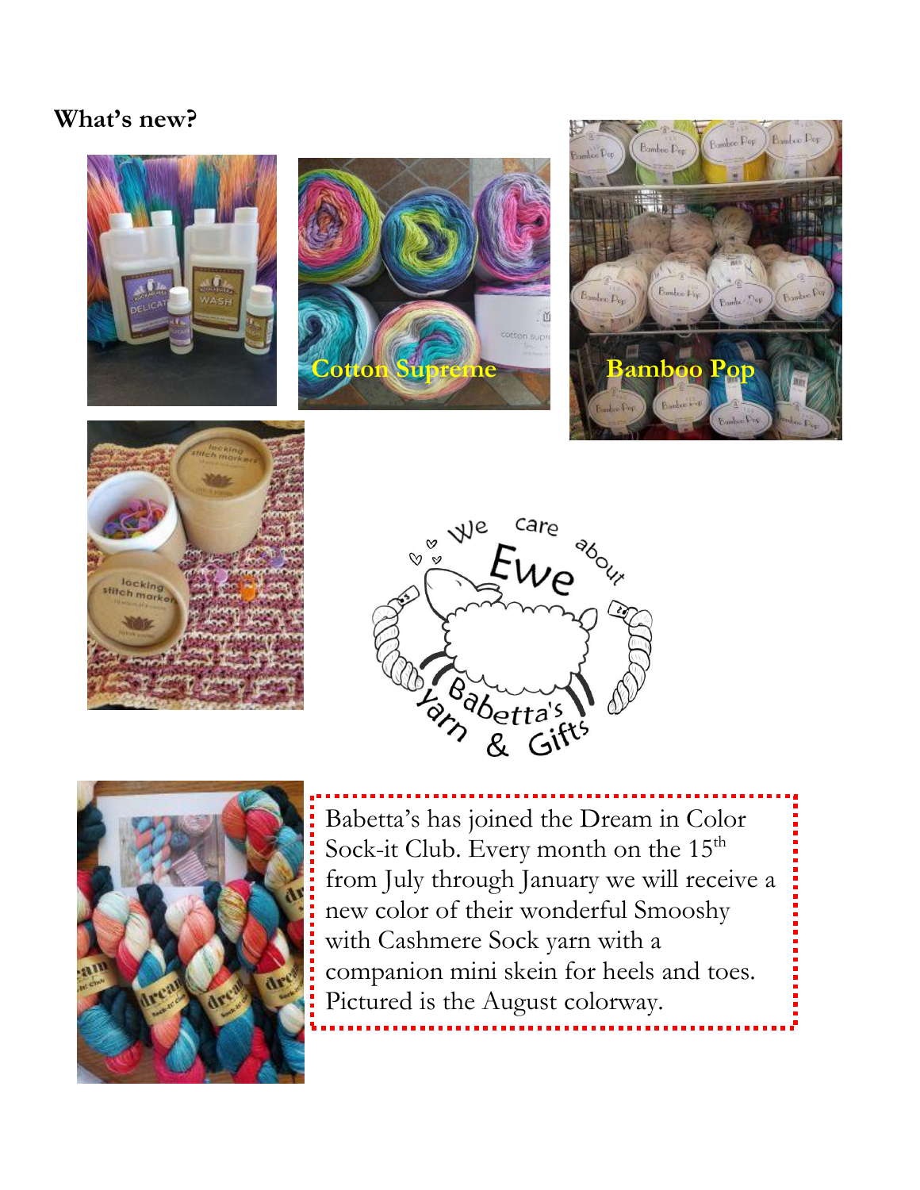**What's new?**

Cotton Supreme

Bamboo Pop

Babetta's has joined the Dream in Color Sock-it Club. Every month on the 15th from July through January we will receive a new color of their wonderful Smooshy with Cashmere Sock yarn with a companion mini skein for heels and toes. Pictured is the August colorway.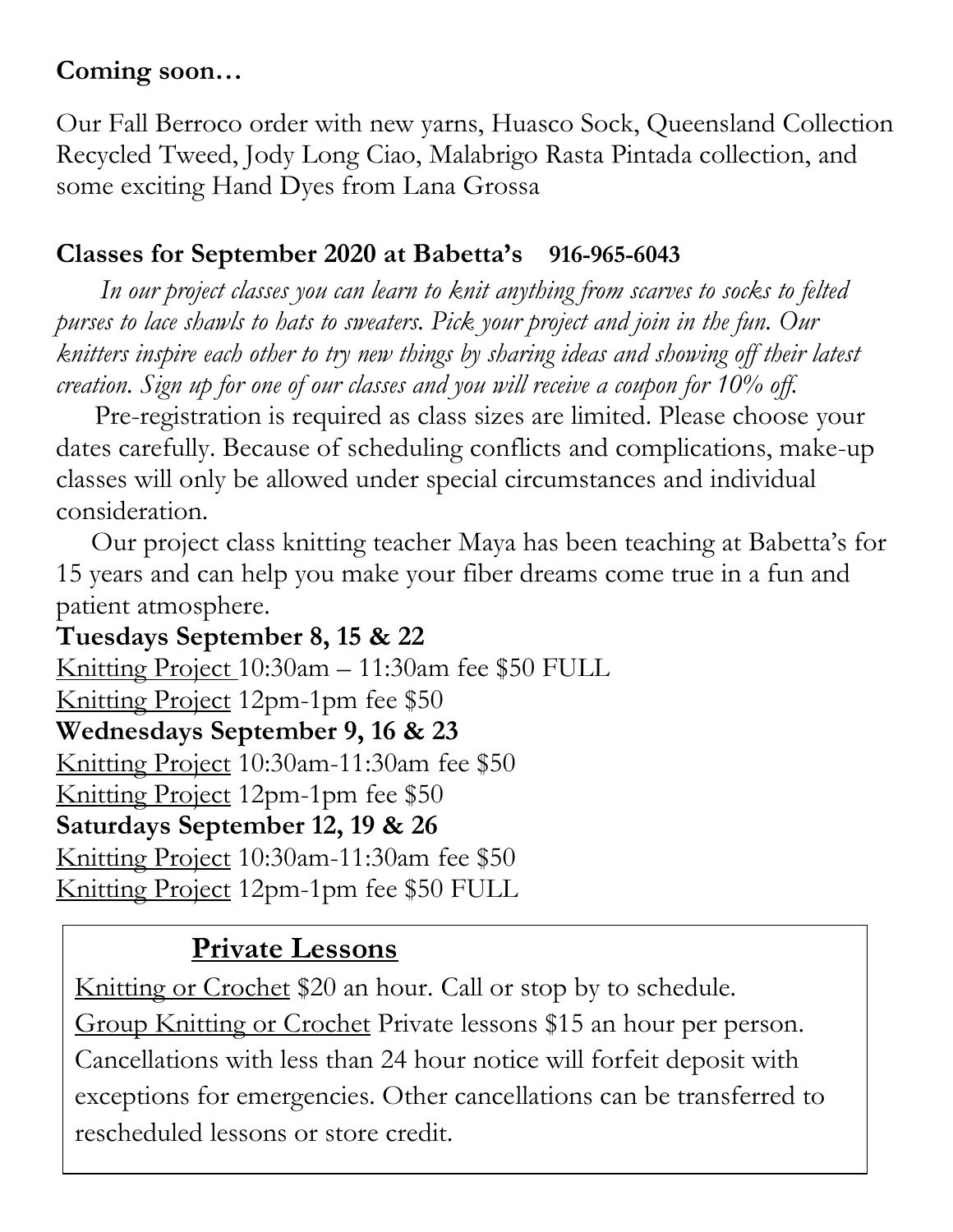**Coming soon…**

Our Fall Berroco order with new yarns, Huasco Sock, Queensland Collection Recycled Tweed, Jody Long Ciao, Malabrigo Rasta Pintada collection, and some exciting Hand Dyes from Lana Grossa

**Classes for September 2020 at Babetta's 916-965-6043**

*In our project classes you can learn to knit anything from scarves to socks to felted purses to lace shawls to hats to sweaters. Pick your project and join in the fun. Our knitters inspire each other to try new things by sharing ideas and showing off their latest creation. Sign up for one of our classes and you will receive a coupon for 10% off.*

Pre-registration is required as class sizes are limited. Please choose your dates carefully. Because of scheduling conflicts and complications, make-up classes will only be allowed under special circumstances and individual consideration.

Our project class knitting teacher Maya has been teaching at Babetta's for 15 years and can help you make your fiber dreams come true in a fun and patient atmosphere.

**Tuesdays September 8, 15 & 22**

Knitting Project 10:30am – 11:30am fee $50 FULL

Knitting Project 12pm-1pm fee $50

**Wednesdays September 9, 16 & 23**

Knitting Project 10:30am-11:30am fee $50

Knitting Project 12pm-1pm fee $50

**Saturdays September 12, 19 & 26**

Knitting Project 10:30am-11:30am fee $50

Knitting Project 12pm-1pm fee $50 FULL

## Private Lessons

Knitting or Crochet $20 an hour. Call or stop by to schedule.

Group Knitting or Crochet Private lessons $15 an hour per person. Cancellations with less than 24 hour notice will forfeit deposit with exceptions for emergencies. Other cancellations can be transferred to rescheduled lessons or store credit.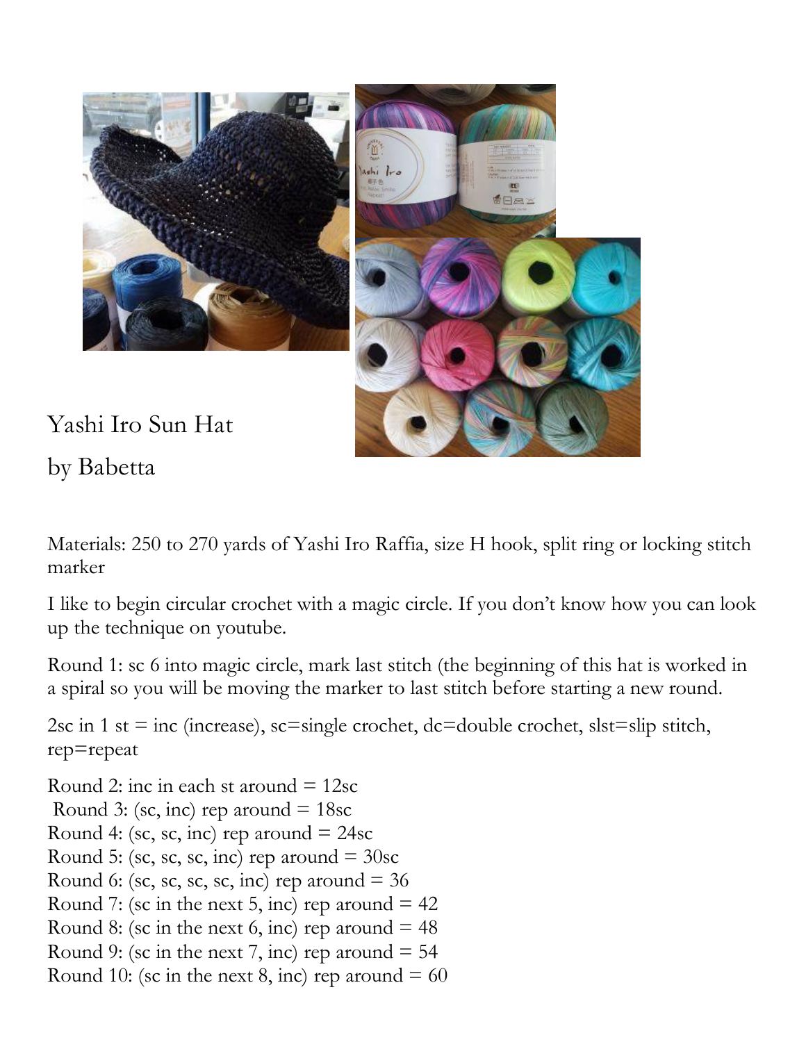Yashi Iro Sun Hat

by Babetta

Materials: 250 to 270 yards of Yashi Iro Raffia, size H hook, split ring or locking stitch marker

I like to begin circular crochet with a magic circle. If you don't know how you can look up the technique on youtube.

Round 1: sc 6 into magic circle, mark last stitch (the beginning of this hat is worked in a spiral so you will be moving the marker to last stitch before starting a new round.

2sc in 1 st = inc (increase), sc=single crochet, dc=double crochet, slst=slip stitch, rep=repeat

Round 2: inc in each st around = 12sc
Round 3: (sc, inc) rep around = 18sc
Round 4: (sc, sc, inc) rep around = 24sc
Round 5: (sc, sc, sc, inc) rep around = 30sc
Round 6: (sc, sc, sc, sc, inc) rep around = 36
Round 7: (sc in the next 5, inc) rep around = 42
Round 8: (sc in the next 6, inc) rep around = 48
Round 9: (sc in the next 7, inc) rep around = 54
Round 10: (sc in the next 8, inc) rep around = 60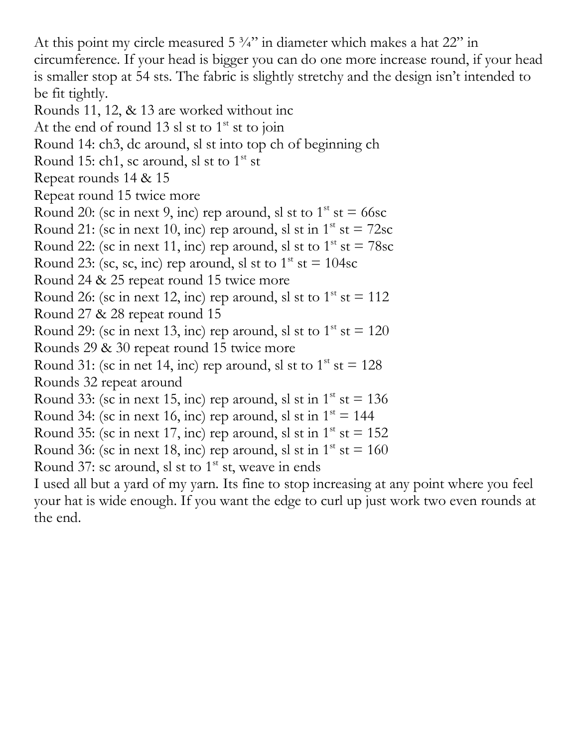At this point my circle measured 5 ¾" in diameter which makes a hat 22" in circumference. If your head is bigger you can do one more increase round, if your head is smaller stop at 54 sts. The fabric is slightly stretchy and the design isn't intended to be fit tightly.

Rounds 11, 12, & 13 are worked without inc

At the end of round 13 sl st to 1st st to join

Round 14: ch3, dc around, sl st into top ch of beginning ch

Round 15: ch1, sc around, sl st to 1st st

Repeat rounds 14 & 15

Repeat round 15 twice more

Round 20: (sc in next 9, inc) rep around, sl st to 1st st = 66sc

Round 21: (sc in next 10, inc) rep around, sl st in 1st st = 72sc

Round 22: (sc in next 11, inc) rep around, sl st to 1st st = 78sc

Round 23: (sc, sc, inc) rep around, sl st to 1st st = 104sc

Round 24 & 25 repeat round 15 twice more

Round 26: (sc in next 12, inc) rep around, sl st to 1st st = 112

Round 27 & 28 repeat round 15

Round 29: (sc in next 13, inc) rep around, sl st to 1st st = 120

Rounds 29 & 30 repeat round 15 twice more

Round 31: (sc in net 14, inc) rep around, sl st to 1st st = 128

Rounds 32 repeat around

Round 33: (sc in next 15, inc) rep around, sl st in 1st st = 136

Round 34: (sc in next 16, inc) rep around, sl st in 1st = 144

Round 35: (sc in next 17, inc) rep around, sl st in 1st st = 152

Round 36: (sc in next 18, inc) rep around, sl st in 1st st = 160

Round 37: sc around, sl st to 1st st, weave in ends

I used all but a yard of my yarn. Its fine to stop increasing at any point where you feel your hat is wide enough. If you want the edge to curl up just work two even rounds at the end.